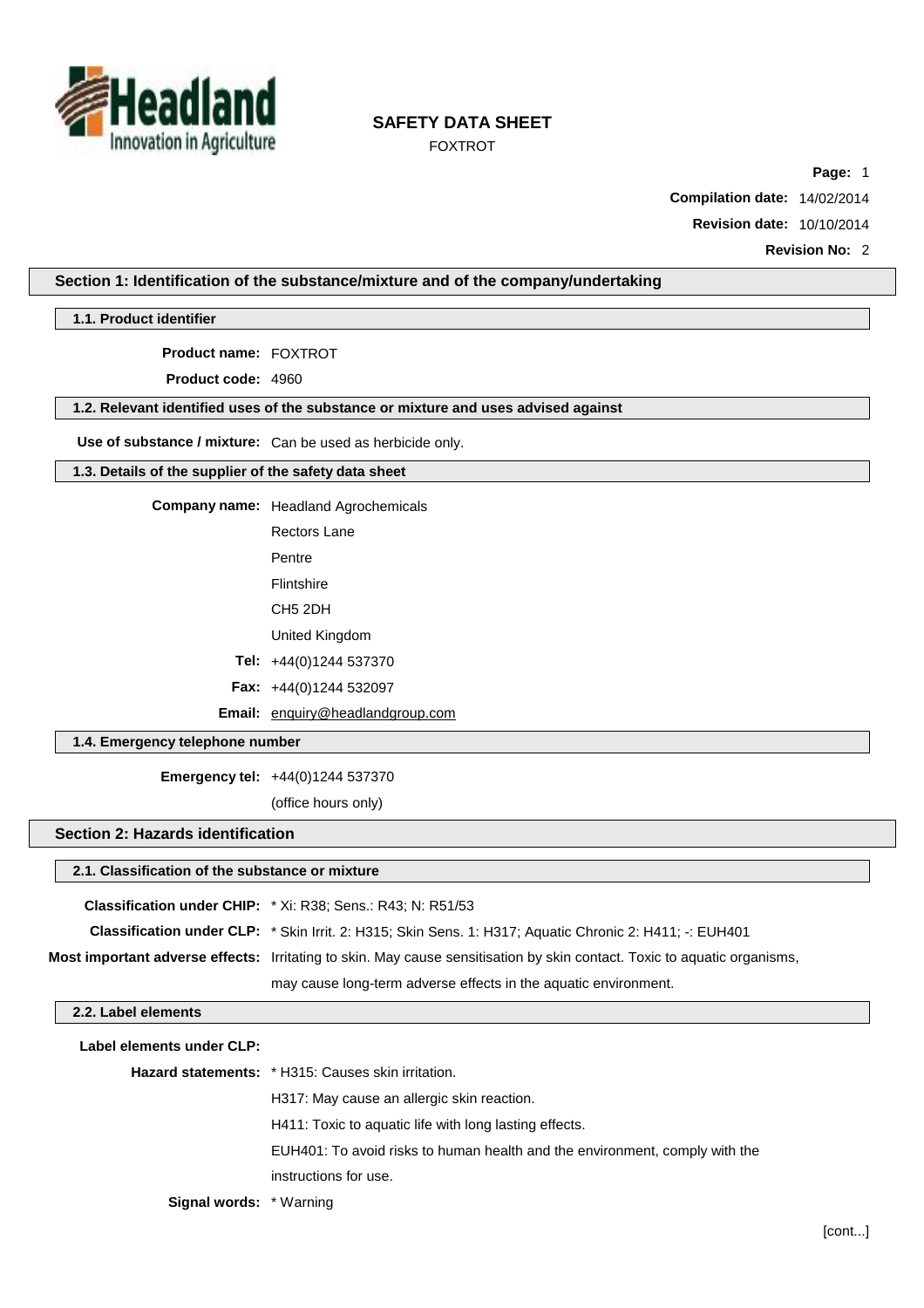# SAFETY DATA SHEET

FOXTROT

**Compilation date:** 14/02/2014

**Revision date:** 10/10/2014

**Revision No:** 2

## Section 1: Identification of the substance/mixture and of the company/undertaking

### 1.1. Product identifier

**Product name:** FOXTROT

**Product code:** 4960

### 1.2. Relevant identified uses of the substance or mixture and uses advised against

**Use of substance / mixture:** Can be used as herbicide only.

### 1.3. Details of the supplier of the safety data sheet

**Company name:** Headland Agrochemicals
Rectors Lane
Pentre
Flintshire
CH5 2DH
United Kingdom

**Tel:** +44(0)1244 537370

**Fax:** +44(0)1244 532097

**Email:** enquiry@headlandgroup.com

### 1.4. Emergency telephone number

**Emergency tel:** +44(0)1244 537370
(office hours only)

## Section 2: Hazards identification

### 2.1. Classification of the substance or mixture

**Classification under CHIP:** * Xi: R38; Sens.: R43; N: R51/53

**Classification under CLP:** * Skin Irrit. 2: H315; Skin Sens. 1: H317; Aquatic Chronic 2: H411; -: EUH401

**Most important adverse effects:** Irritating to skin. May cause sensitisation by skin contact. Toxic to aquatic organisms, may cause long-term adverse effects in the aquatic environment.

### 2.2. Label elements

**Label elements under CLP:**

**Hazard statements:** * H315: Causes skin irritation.
H317: May cause an allergic skin reaction.
H411: Toxic to aquatic life with long lasting effects.
EUH401: To avoid risks to human health and the environment, comply with the instructions for use.

**Signal words:** * Warning

[cont...]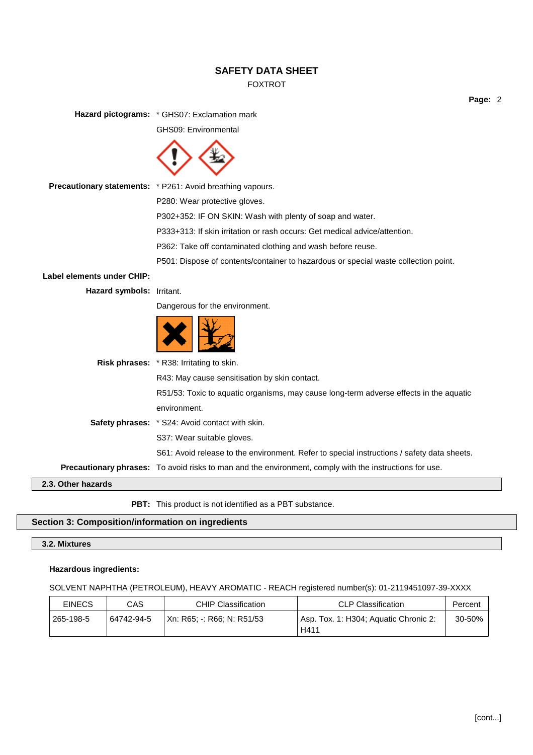**Hazard pictograms:** * GHS07: Exclamation mark

GHS09: Environmental

**Precautionary statements:** * P261: Avoid breathing vapours.

P280: Wear protective gloves.

P302+352: IF ON SKIN: Wash with plenty of soap and water.

P333+313: If skin irritation or rash occurs: Get medical advice/attention.

P362: Take off contaminated clothing and wash before reuse.

P501: Dispose of contents/container to hazardous or special waste collection point.

**Label elements under CHIP:**

**Hazard symbols:** Irritant.

Dangerous for the environment.

**Risk phrases:** * R38: Irritating to skin.

R43: May cause sensitisation by skin contact.

R51/53: Toxic to aquatic organisms, may cause long-term adverse effects in the aquatic environment.

**Safety phrases:** * S24: Avoid contact with skin.

S37: Wear suitable gloves.

S61: Avoid release to the environment. Refer to special instructions / safety data sheets.

**Precautionary phrases:** To avoid risks to man and the environment, comply with the instructions for use.

### 2.3. Other hazards

**PBT:** This product is not identified as a PBT substance.

## Section 3: Composition/information on ingredients

### 3.2. Mixtures

**Hazardous ingredients:**

SOLVENT NAPHTHA (PETROLEUM), HEAVY AROMATIC - REACH registered number(s): 01-2119451097-39-XXXX

| EINECS | CAS | CHIP Classification | CLP Classification | Percent |
|---|---|---|---|---|
| 265-198-5 | 64742-94-5 | Xn: R65; -: R66; N: R51/53 | Asp. Tox. 1: H304; Aquatic Chronic 2: H411 | 30-50% |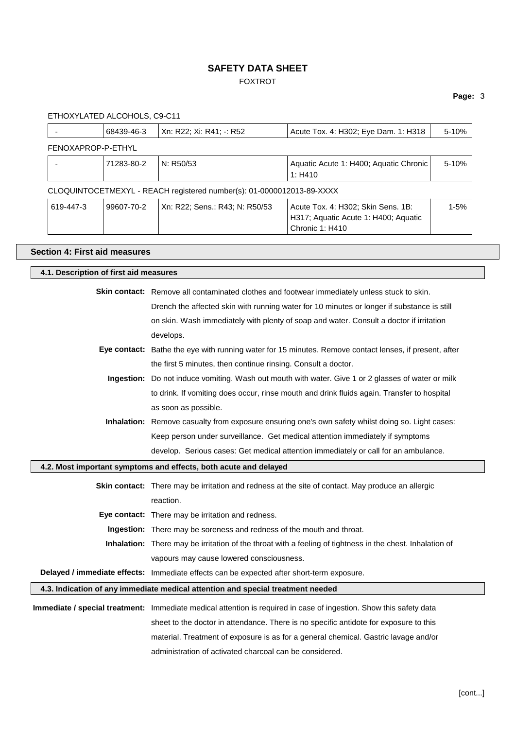ETHOXYLATED ALCOHOLS, C9-C11

| - | 68439-46-3 | Xn: R22; Xi: R41; -: R52 | Acute Tox. 4: H302; Eye Dam. 1: H318 | 5-10% |
|---|---|---|---|---|

FENOXAPROP-P-ETHYL

| - | 71283-80-2 | N: R50/53 | Aquatic Acute 1: H400; Aquatic Chronic 1: H410 | 5-10% |
|---|---|---|---|---|

CLOQUINTOCETMEXYL - REACH registered number(s): 01-0000012013-89-XXXX

| 619-447-3 | 99607-70-2 | Xn: R22; Sens.: R43; N: R50/53 | Acute Tox. 4: H302; Skin Sens. 1B: H317; Aquatic Acute 1: H400; Aquatic Chronic 1: H410 | 1-5% |
|---|---|---|---|---|

## Section 4: First aid measures

### 4.1. Description of first aid measures

**Skin contact:** Remove all contaminated clothes and footwear immediately unless stuck to skin. Drench the affected skin with running water for 10 minutes or longer if substance is still on skin. Wash immediately with plenty of soap and water. Consult a doctor if irritation develops.

**Eye contact:** Bathe the eye with running water for 15 minutes. Remove contact lenses, if present, after the first 5 minutes, then continue rinsing. Consult a doctor.

**Ingestion:** Do not induce vomiting. Wash out mouth with water. Give 1 or 2 glasses of water or milk to drink. If vomiting does occur, rinse mouth and drink fluids again. Transfer to hospital as soon as possible.

**Inhalation:** Remove casualty from exposure ensuring one's own safety whilst doing so. Light cases: Keep person under surveillance. Get medical attention immediately if symptoms develop. Serious cases: Get medical attention immediately or call for an ambulance.

### 4.2. Most important symptoms and effects, both acute and delayed

**Skin contact:** There may be irritation and redness at the site of contact. May produce an allergic reaction.

**Eye contact:** There may be irritation and redness.

**Ingestion:** There may be soreness and redness of the mouth and throat.

**Inhalation:** There may be irritation of the throat with a feeling of tightness in the chest. Inhalation of vapours may cause lowered consciousness.

**Delayed / immediate effects:** Immediate effects can be expected after short-term exposure.

### 4.3. Indication of any immediate medical attention and special treatment needed

**Immediate / special treatment:** Immediate medical attention is required in case of ingestion. Show this safety data sheet to the doctor in attendance. There is no specific antidote for exposure to this material. Treatment of exposure is as for a general chemical. Gastric lavage and/or administration of activated charcoal can be considered.

[cont...]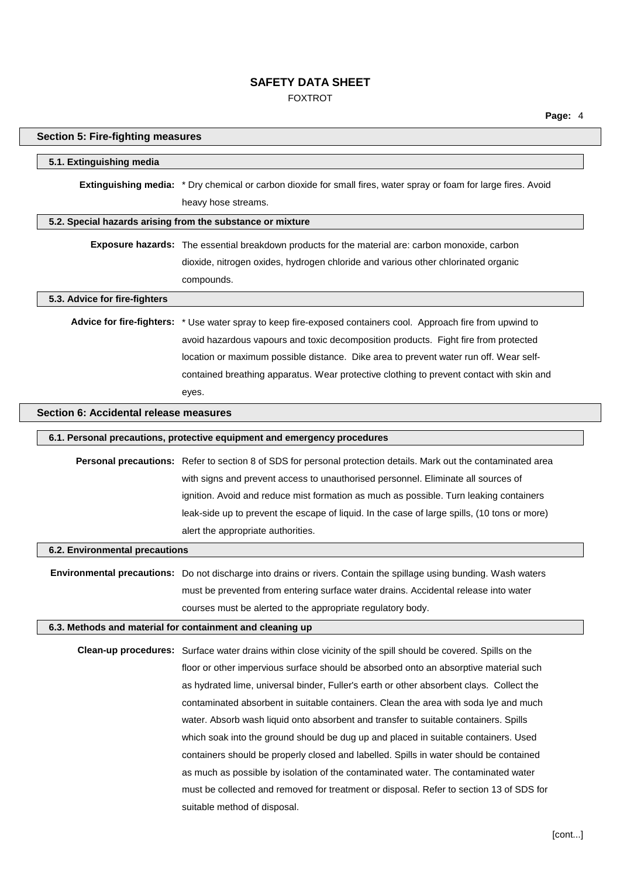## Section 5: Fire-fighting measures

### 5.1. Extinguishing media

**Extinguishing media:** * Dry chemical or carbon dioxide for small fires, water spray or foam for large fires. Avoid heavy hose streams.

### 5.2. Special hazards arising from the substance or mixture

**Exposure hazards:** The essential breakdown products for the material are: carbon monoxide, carbon dioxide, nitrogen oxides, hydrogen chloride and various other chlorinated organic compounds.

### 5.3. Advice for fire-fighters

**Advice for fire-fighters:** * Use water spray to keep fire-exposed containers cool. Approach fire from upwind to avoid hazardous vapours and toxic decomposition products. Fight fire from protected location or maximum possible distance. Dike area to prevent water run off. Wear self-contained breathing apparatus. Wear protective clothing to prevent contact with skin and eyes.

## Section 6: Accidental release measures

### 6.1. Personal precautions, protective equipment and emergency procedures

**Personal precautions:** Refer to section 8 of SDS for personal protection details. Mark out the contaminated area with signs and prevent access to unauthorised personnel. Eliminate all sources of ignition. Avoid and reduce mist formation as much as possible. Turn leaking containers leak-side up to prevent the escape of liquid. In the case of large spills, (10 tons or more) alert the appropriate authorities.

### 6.2. Environmental precautions

**Environmental precautions:** Do not discharge into drains or rivers. Contain the spillage using bunding. Wash waters must be prevented from entering surface water drains. Accidental release into water courses must be alerted to the appropriate regulatory body.

### 6.3. Methods and material for containment and cleaning up

**Clean-up procedures:** Surface water drains within close vicinity of the spill should be covered. Spills on the floor or other impervious surface should be absorbed onto an absorptive material such as hydrated lime, universal binder, Fuller's earth or other absorbent clays. Collect the contaminated absorbent in suitable containers. Clean the area with soda lye and much water. Absorb wash liquid onto absorbent and transfer to suitable containers. Spills which soak into the ground should be dug up and placed in suitable containers. Used containers should be properly closed and labelled. Spills in water should be contained as much as possible by isolation of the contaminated water. The contaminated water must be collected and removed for treatment or disposal. Refer to section 13 of SDS for suitable method of disposal.

[cont...]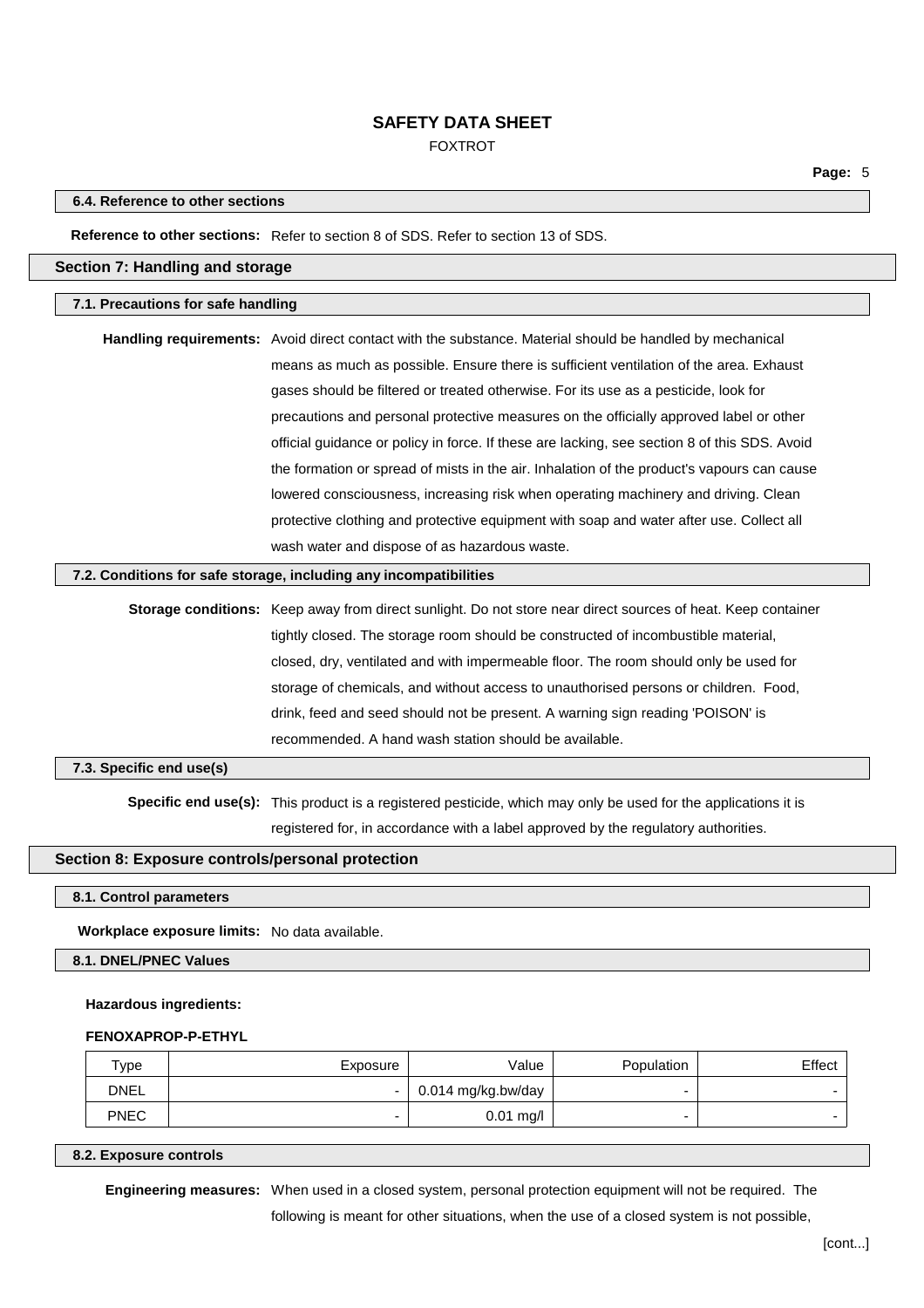### 6.4. Reference to other sections

**Reference to other sections:** Refer to section 8 of SDS. Refer to section 13 of SDS.

## Section 7: Handling and storage

### 7.1. Precautions for safe handling

**Handling requirements:** Avoid direct contact with the substance. Material should be handled by mechanical means as much as possible. Ensure there is sufficient ventilation of the area. Exhaust gases should be filtered or treated otherwise. For its use as a pesticide, look for precautions and personal protective measures on the officially approved label or other official guidance or policy in force. If these are lacking, see section 8 of this SDS. Avoid the formation or spread of mists in the air. Inhalation of the product's vapours can cause lowered consciousness, increasing risk when operating machinery and driving. Clean protective clothing and protective equipment with soap and water after use. Collect all wash water and dispose of as hazardous waste.

### 7.2. Conditions for safe storage, including any incompatibilities

**Storage conditions:** Keep away from direct sunlight. Do not store near direct sources of heat. Keep container tightly closed. The storage room should be constructed of incombustible material, closed, dry, ventilated and with impermeable floor. The room should only be used for storage of chemicals, and without access to unauthorised persons or children. Food, drink, feed and seed should not be present. A warning sign reading 'POISON' is recommended. A hand wash station should be available.

### 7.3. Specific end use(s)

**Specific end use(s):** This product is a registered pesticide, which may only be used for the applications it is registered for, in accordance with a label approved by the regulatory authorities.

## Section 8: Exposure controls/personal protection

### 8.1. Control parameters

**Workplace exposure limits:** No data available.

### 8.1. DNEL/PNEC Values

**Hazardous ingredients:**

**FENOXAPROP-P-ETHYL**

| Type | Exposure | Value | Population | Effect |
|---|---|---|---|---|
| DNEL | - | 0.014 mg/kg.bw/day | - | - |
| PNEC | - | 0.01 mg/l | - | - |

### 8.2. Exposure controls

**Engineering measures:** When used in a closed system, personal protection equipment will not be required. The following is meant for other situations, when the use of a closed system is not possible,

[cont...]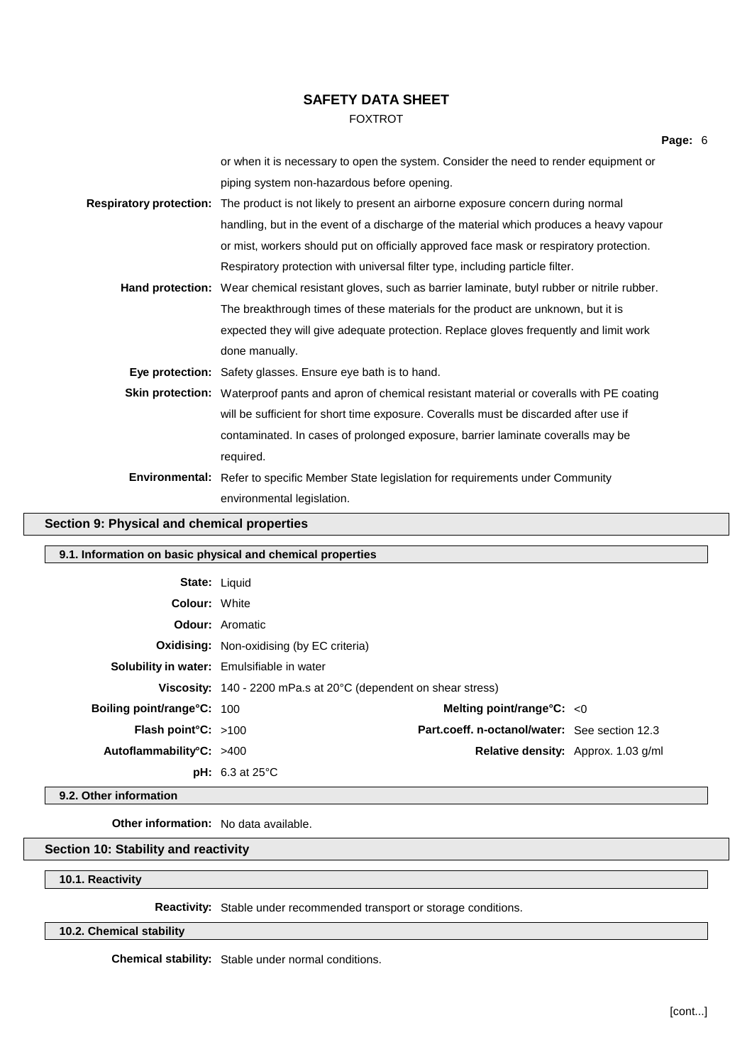or when it is necessary to open the system. Consider the need to render equipment or piping system non-hazardous before opening.

**Respiratory protection:** The product is not likely to present an airborne exposure concern during normal handling, but in the event of a discharge of the material which produces a heavy vapour or mist, workers should put on officially approved face mask or respiratory protection. Respiratory protection with universal filter type, including particle filter.

**Hand protection:** Wear chemical resistant gloves, such as barrier laminate, butyl rubber or nitrile rubber. The breakthrough times of these materials for the product are unknown, but it is expected they will give adequate protection. Replace gloves frequently and limit work done manually.

**Eye protection:** Safety glasses. Ensure eye bath is to hand.

**Skin protection:** Waterproof pants and apron of chemical resistant material or coveralls with PE coating will be sufficient for short time exposure. Coveralls must be discarded after use if contaminated. In cases of prolonged exposure, barrier laminate coveralls may be required.

**Environmental:** Refer to specific Member State legislation for requirements under Community environmental legislation.

## Section 9: Physical and chemical properties

### 9.1. Information on basic physical and chemical properties

**State:** Liquid

**Colour:** White

**Odour:** Aromatic

**Oxidising:** Non-oxidising (by EC criteria)

**Solubility in water:** Emulsifiable in water

**Viscosity:** 140 - 2200 mPa.s at 20°C (dependent on shear stress)

**Boiling point/range°C:** 100

**Melting point/range°C:** <0

**Flash point°C:** >100

**Part.coeff. n-octanol/water:** See section 12.3

**Autoflammability°C:** >400

**Relative density:** Approx. 1.03 g/ml

**pH:** 6.3 at 25°C

### 9.2. Other information

**Other information:** No data available.

## Section 10: Stability and reactivity

### 10.1. Reactivity

**Reactivity:** Stable under recommended transport or storage conditions.

### 10.2. Chemical stability

**Chemical stability:** Stable under normal conditions.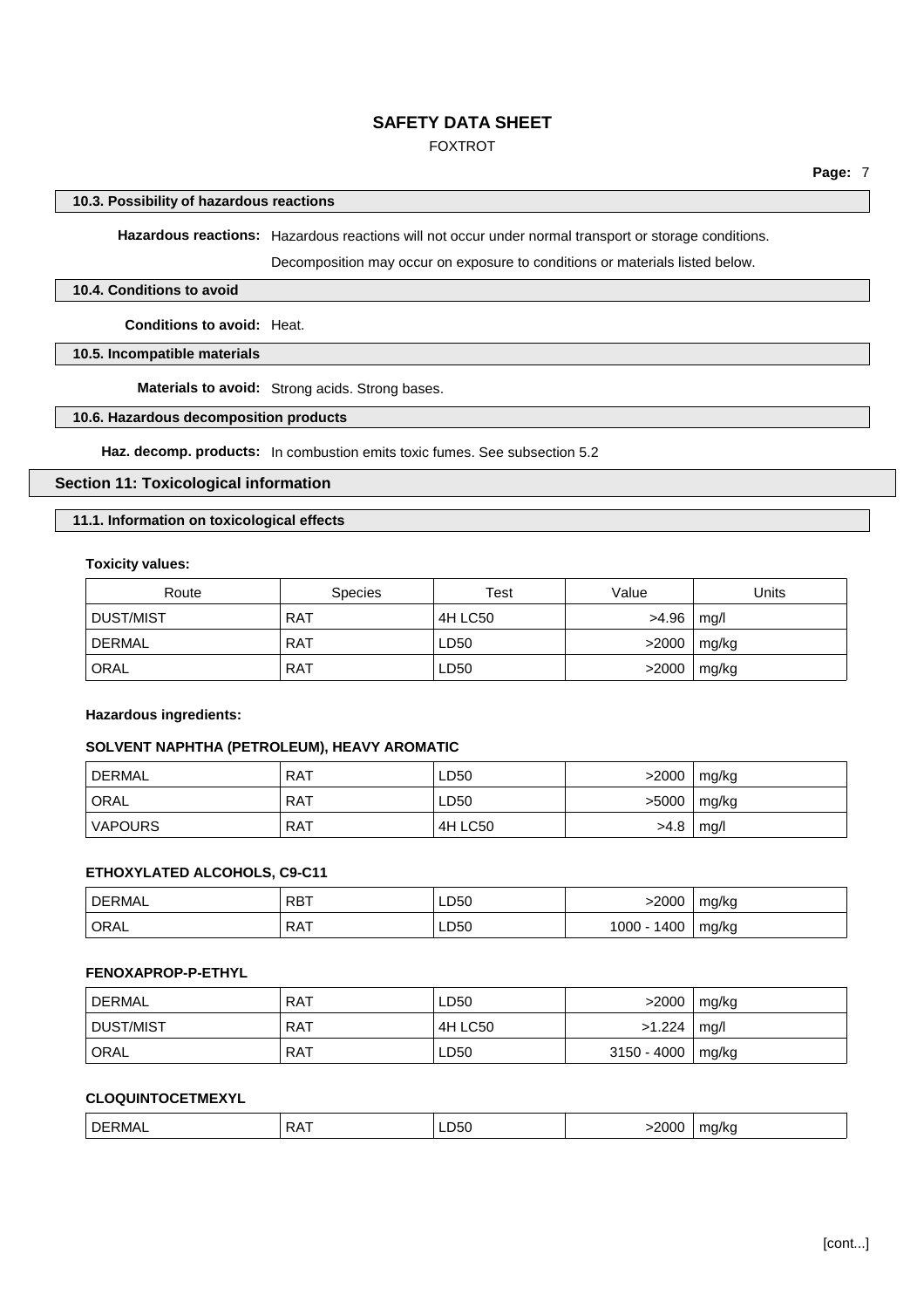#### 10.3. Possibility of hazardous reactions

**Hazardous reactions:** Hazardous reactions will not occur under normal transport or storage conditions.

Decomposition may occur on exposure to conditions or materials listed below.

#### 10.4. Conditions to avoid

**Conditions to avoid:** Heat.

#### 10.5. Incompatible materials

**Materials to avoid:** Strong acids. Strong bases.

#### 10.6. Hazardous decomposition products

**Haz. decomp. products:** In combustion emits toxic fumes. See subsection 5.2

## Section 11: Toxicological information

#### 11.1. Information on toxicological effects

**Toxicity values:**

| Route | Species | Test | Value | Units |
|---|---|---|---|---|
| DUST/MIST | RAT | 4H LC50 | >4.96 | mg/l |
| DERMAL | RAT | LD50 | >2000 | mg/kg |
| ORAL | RAT | LD50 | >2000 | mg/kg |

**Hazardous ingredients:**

**SOLVENT NAPHTHA (PETROLEUM), HEAVY AROMATIC**

| | | | | |
|---|---|---|---|---|
| DERMAL | RAT | LD50 | >2000 | mg/kg |
| ORAL | RAT | LD50 | >5000 | mg/kg |
| VAPOURS | RAT | 4H LC50 | >4.8 | mg/l |

**ETHOXYLATED ALCOHOLS, C9-C11**

| | | | | |
|---|---|---|---|---|
| DERMAL | RBT | LD50 | >2000 | mg/kg |
| ORAL | RAT | LD50 | 1000 - 1400 | mg/kg |

**FENOXAPROP-P-ETHYL**

| | | | | |
|---|---|---|---|---|
| DERMAL | RAT | LD50 | >2000 | mg/kg |
| DUST/MIST | RAT | 4H LC50 | >1.224 | mg/l |
| ORAL | RAT | LD50 | 3150 - 4000 | mg/kg |

**CLOQUINTOCETMEXYL**

| | | | | |
|---|---|---|---|---|
| DERMAL | RAT | LD50 | >2000 | mg/kg |

[cont...]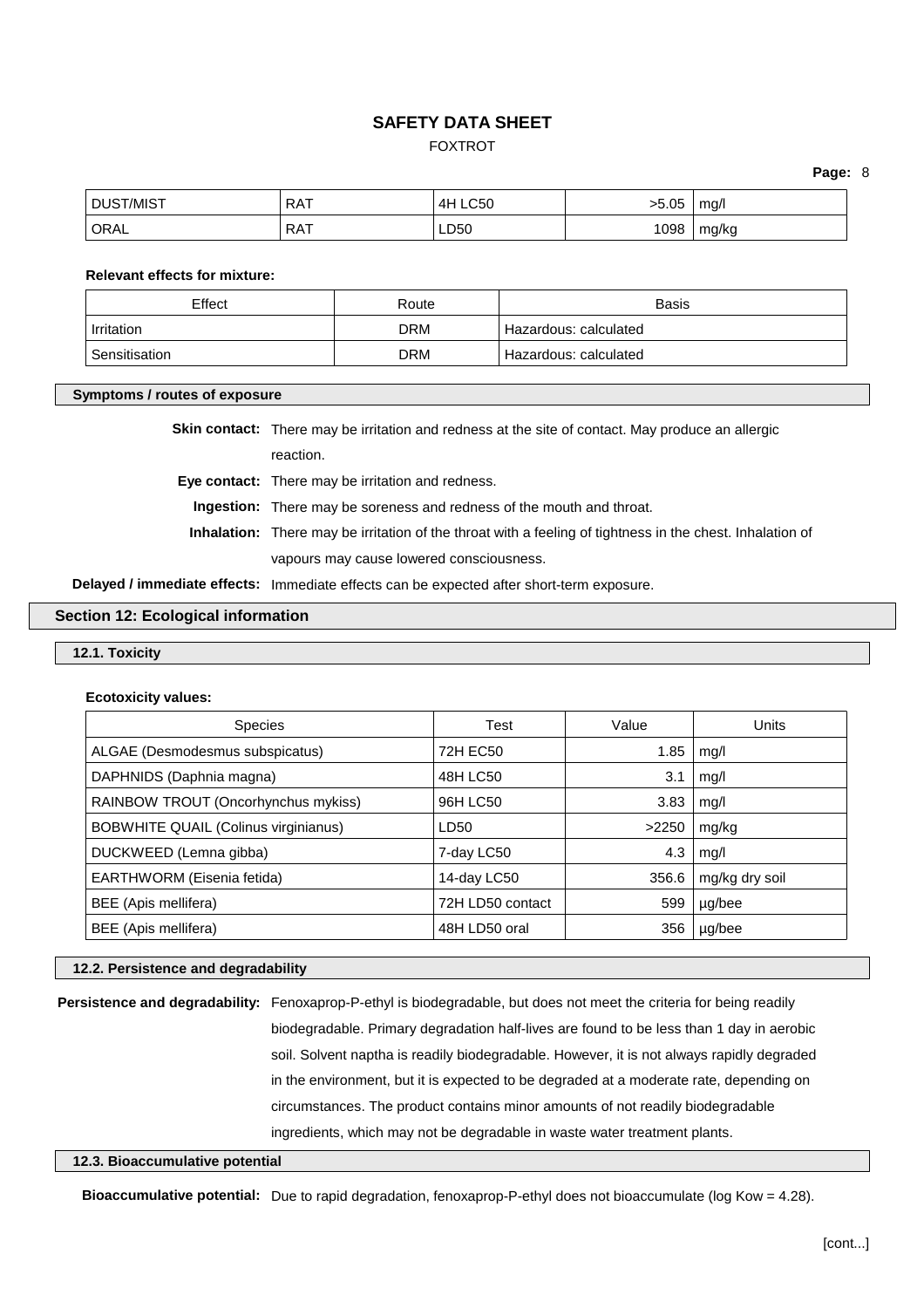| DUST/MIST | RAT | 4H LC50 | >5.05 | mg/l |
|---|---|---|---|---|
| ORAL | RAT | LD50 | 1098 | mg/kg |

**Relevant effects for mixture:**

| Effect | Route | Basis |
|---|---|---|
| Irritation | DRM | Hazardous: calculated |
| Sensitisation | DRM | Hazardous: calculated |

### Symptoms / routes of exposure

**Skin contact:** There may be irritation and redness at the site of contact. May produce an allergic reaction.

**Eye contact:** There may be irritation and redness.

**Ingestion:** There may be soreness and redness of the mouth and throat.

**Inhalation:** There may be irritation of the throat with a feeling of tightness in the chest. Inhalation of vapours may cause lowered consciousness.

**Delayed / immediate effects:** Immediate effects can be expected after short-term exposure.

## Section 12: Ecological information

### 12.1. Toxicity

**Ecotoxicity values:**

| Species | Test | Value | Units |
|---|---|---|---|
| ALGAE (Desmodesmus subspicatus) | 72H EC50 | 1.85 | mg/l |
| DAPHNIDS (Daphnia magna) | 48H LC50 | 3.1 | mg/l |
| RAINBOW TROUT (Oncorhynchus mykiss) | 96H LC50 | 3.83 | mg/l |
| BOBWHITE QUAIL (Colinus virginianus) | LD50 | >2250 | mg/kg |
| DUCKWEED (Lemna gibba) | 7-day LC50 | 4.3 | mg/l |
| EARTHWORM (Eisenia fetida) | 14-day LC50 | 356.6 | mg/kg dry soil |
| BEE (Apis mellifera) | 72H LD50 contact | 599 | µg/bee |
| BEE (Apis mellifera) | 48H LD50 oral | 356 | µg/bee |

### 12.2. Persistence and degradability

**Persistence and degradability:** Fenoxaprop-P-ethyl is biodegradable, but does not meet the criteria for being readily biodegradable. Primary degradation half-lives are found to be less than 1 day in aerobic soil. Solvent naptha is readily biodegradable. However, it is not always rapidly degraded in the environment, but it is expected to be degraded at a moderate rate, depending on circumstances. The product contains minor amounts of not readily biodegradable ingredients, which may not be degradable in waste water treatment plants.

### 12.3. Bioaccumulative potential

**Bioaccumulative potential:** Due to rapid degradation, fenoxaprop-P-ethyl does not bioaccumulate (log Kow = 4.28).

[cont...]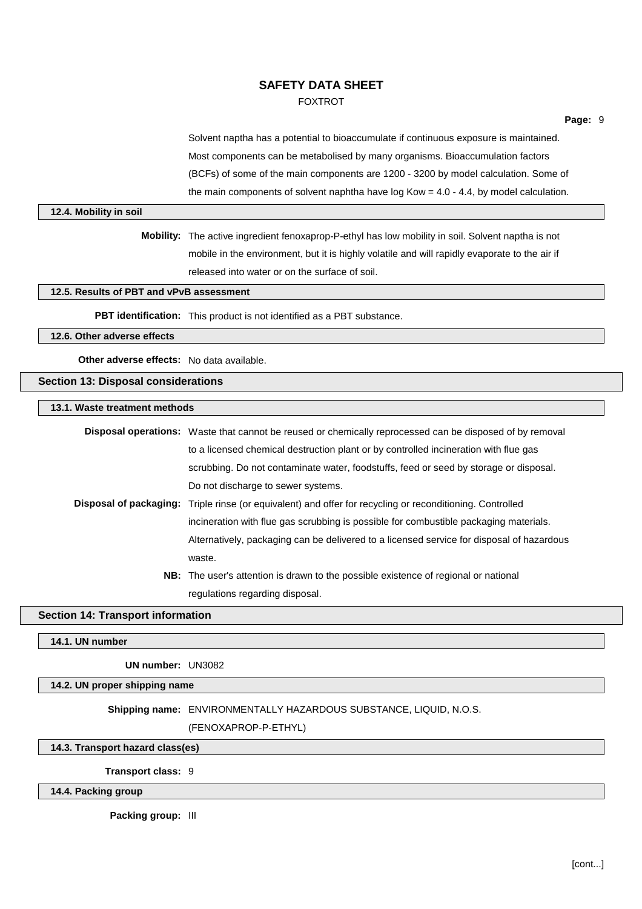Solvent naptha has a potential to bioaccumulate if continuous exposure is maintained. Most components can be metabolised by many organisms. Bioaccumulation factors (BCFs) of some of the main components are 1200 - 3200 by model calculation. Some of the main components of solvent naphtha have log Kow = 4.0 - 4.4, by model calculation.

### 12.4. Mobility in soil

**Mobility:** The active ingredient fenoxaprop-P-ethyl has low mobility in soil. Solvent naptha is not mobile in the environment, but it is highly volatile and will rapidly evaporate to the air if released into water or on the surface of soil.

### 12.5. Results of PBT and vPvB assessment

**PBT identification:** This product is not identified as a PBT substance.

### 12.6. Other adverse effects

**Other adverse effects:** No data available.

## Section 13: Disposal considerations

### 13.1. Waste treatment methods

**Disposal operations:** Waste that cannot be reused or chemically reprocessed can be disposed of by removal to a licensed chemical destruction plant or by controlled incineration with flue gas scrubbing. Do not contaminate water, foodstuffs, feed or seed by storage or disposal. Do not discharge to sewer systems.

**Disposal of packaging:** Triple rinse (or equivalent) and offer for recycling or reconditioning. Controlled incineration with flue gas scrubbing is possible for combustible packaging materials. Alternatively, packaging can be delivered to a licensed service for disposal of hazardous waste.

**NB:** The user's attention is drawn to the possible existence of regional or national regulations regarding disposal.

## Section 14: Transport information

### 14.1. UN number

**UN number:** UN3082

### 14.2. UN proper shipping name

**Shipping name:** ENVIRONMENTALLY HAZARDOUS SUBSTANCE, LIQUID, N.O.S. (FENOXAPROP-P-ETHYL)

### 14.3. Transport hazard class(es)

**Transport class:** 9

### 14.4. Packing group

**Packing group:** III

[cont...]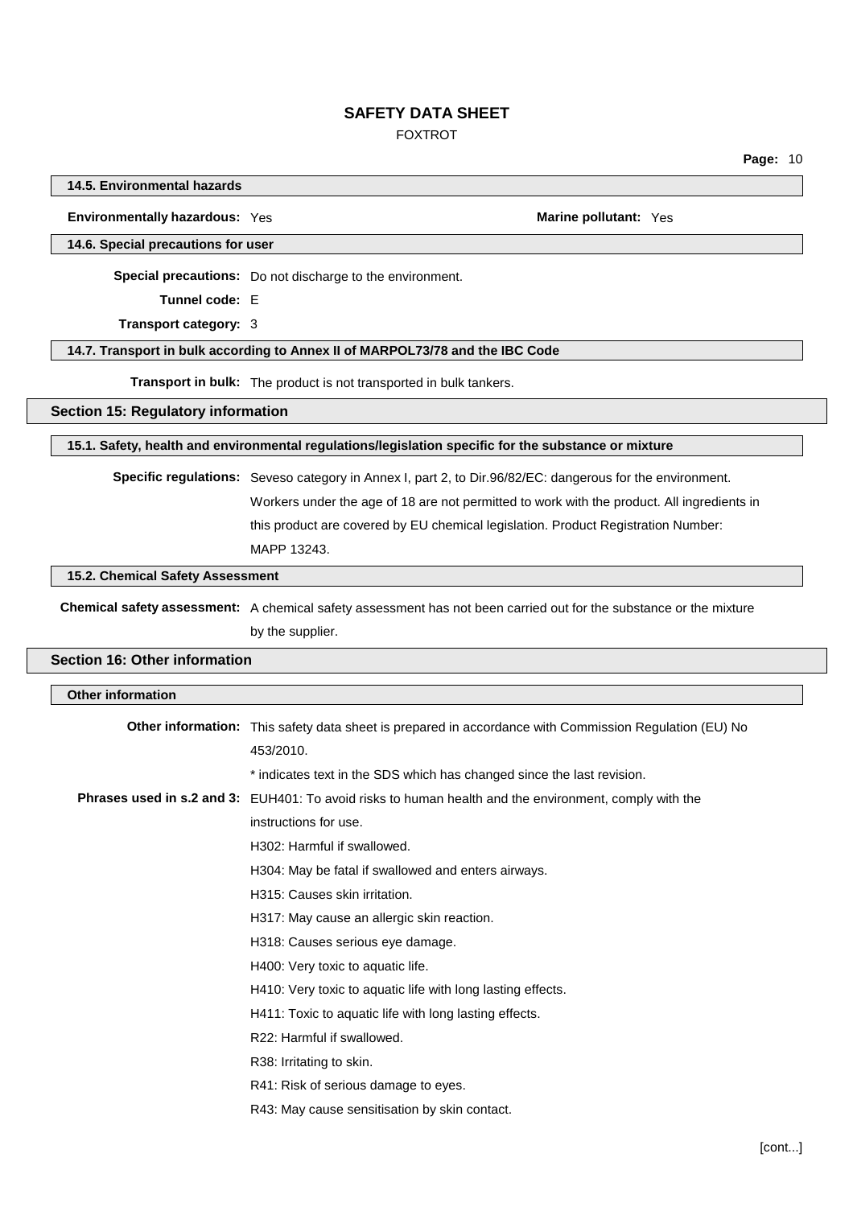#### 14.5. Environmental hazards

**Environmentally hazardous:** Yes **Marine pollutant:** Yes

#### 14.6. Special precautions for user

**Special precautions:** Do not discharge to the environment.

**Tunnel code:** E

**Transport category:** 3

#### 14.7. Transport in bulk according to Annex II of MARPOL73/78 and the IBC Code

**Transport in bulk:** The product is not transported in bulk tankers.

## Section 15: Regulatory information

#### 15.1. Safety, health and environmental regulations/legislation specific for the substance or mixture

**Specific regulations:** Seveso category in Annex I, part 2, to Dir.96/82/EC: dangerous for the environment. Workers under the age of 18 are not permitted to work with the product. All ingredients in this product are covered by EU chemical legislation. Product Registration Number: MAPP 13243.

#### 15.2. Chemical Safety Assessment

**Chemical safety assessment:** A chemical safety assessment has not been carried out for the substance or the mixture by the supplier.

## Section 16: Other information

#### Other information

**Other information:** This safety data sheet is prepared in accordance with Commission Regulation (EU) No 453/2010.

* indicates text in the SDS which has changed since the last revision.

**Phrases used in s.2 and 3:** EUH401: To avoid risks to human health and the environment, comply with the instructions for use.

H302: Harmful if swallowed.

H304: May be fatal if swallowed and enters airways.

H315: Causes skin irritation.

H317: May cause an allergic skin reaction.

H318: Causes serious eye damage.

H400: Very toxic to aquatic life.

H410: Very toxic to aquatic life with long lasting effects.

H411: Toxic to aquatic life with long lasting effects.

R22: Harmful if swallowed.

R38: Irritating to skin.

R41: Risk of serious damage to eyes.

R43: May cause sensitisation by skin contact.

[cont...]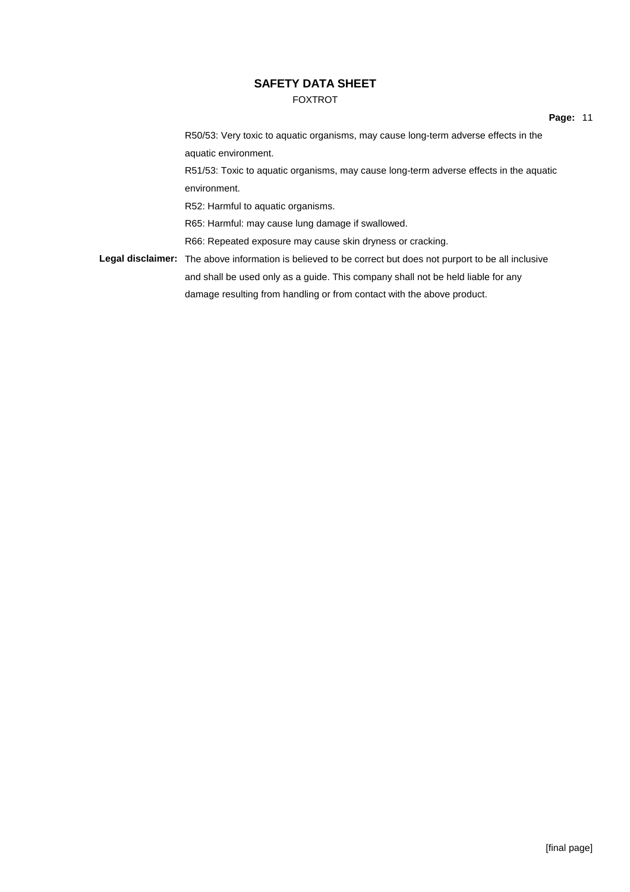R50/53: Very toxic to aquatic organisms, may cause long-term adverse effects in the aquatic environment.

R51/53: Toxic to aquatic organisms, may cause long-term adverse effects in the aquatic environment.

R52: Harmful to aquatic organisms.

R65: Harmful: may cause lung damage if swallowed.

R66: Repeated exposure may cause skin dryness or cracking.

**Legal disclaimer:** The above information is believed to be correct but does not purport to be all inclusive and shall be used only as a guide. This company shall not be held liable for any damage resulting from handling or from contact with the above product.

[final page]